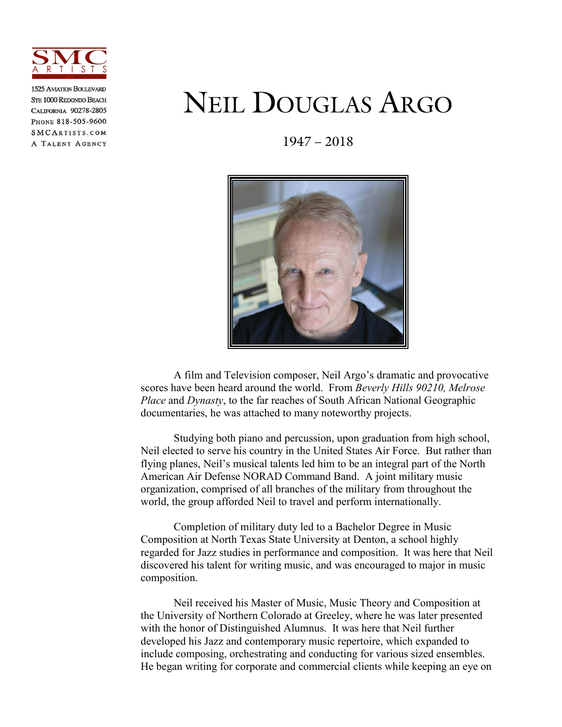SMC ARTISTS

1525 Aviation Boulevard
Ste 1000 Redondo Beach
California 90278-2805
Phone 818-505-9600
SMCArtists.com
A Talent Agency

# Neil Douglas Argo

1947 – 2018

A film and Television composer, Neil Argo's dramatic and provocative scores have been heard around the world. From *Beverly Hills 90210, Melrose Place* and *Dynasty*, to the far reaches of South African National Geographic documentaries, he was attached to many noteworthy projects.

Studying both piano and percussion, upon graduation from high school, Neil elected to serve his country in the United States Air Force. But rather than flying planes, Neil's musical talents led him to be an integral part of the North American Air Defense NORAD Command Band. A joint military music organization, comprised of all branches of the military from throughout the world, the group afforded Neil to travel and perform internationally.

Completion of military duty led to a Bachelor Degree in Music Composition at North Texas State University at Denton, a school highly regarded for Jazz studies in performance and composition. It was here that Neil discovered his talent for writing music, and was encouraged to major in music composition.

Neil received his Master of Music, Music Theory and Composition at the University of Northern Colorado at Greeley, where he was later presented with the honor of Distinguished Alumnus. It was here that Neil further developed his Jazz and contemporary music repertoire, which expanded to include composing, orchestrating and conducting for various sized ensembles. He began writing for corporate and commercial clients while keeping an eye on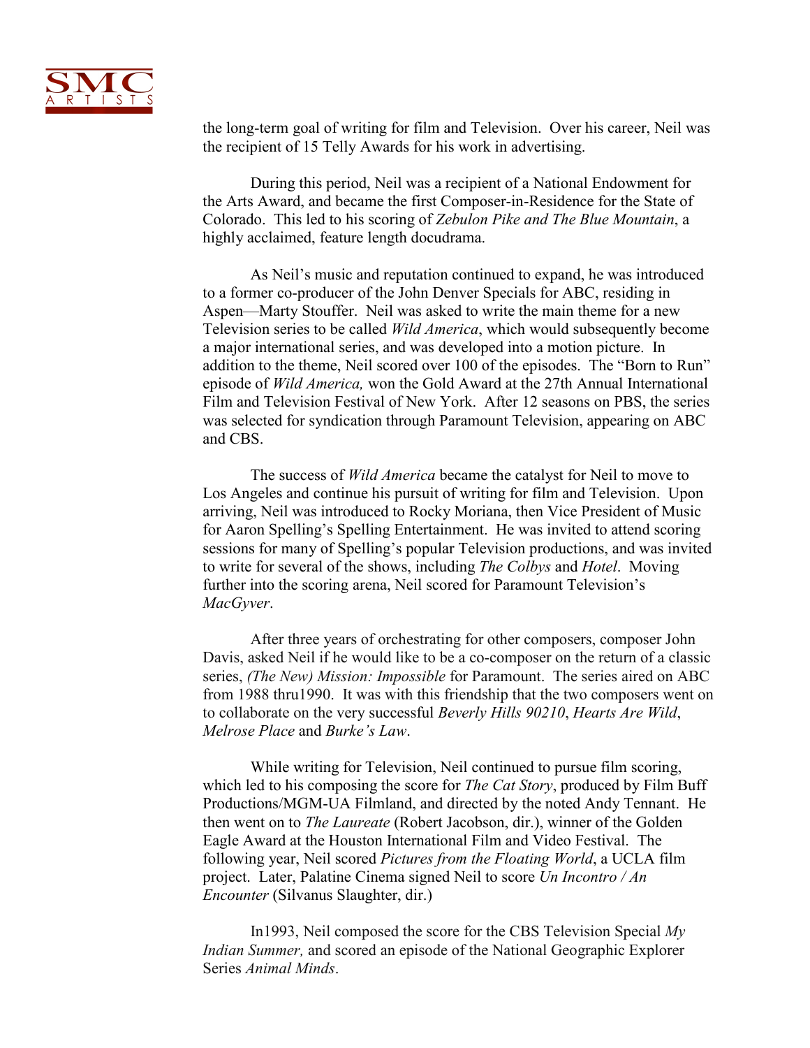the long-term goal of writing for film and Television. Over his career, Neil was the recipient of 15 Telly Awards for his work in advertising.

During this period, Neil was a recipient of a National Endowment for the Arts Award, and became the first Composer-in-Residence for the State of Colorado. This led to his scoring of *Zebulon Pike and The Blue Mountain*, a highly acclaimed, feature length docudrama.

As Neil's music and reputation continued to expand, he was introduced to a former co-producer of the John Denver Specials for ABC, residing in Aspen—Marty Stouffer. Neil was asked to write the main theme for a new Television series to be called *Wild America*, which would subsequently become a major international series, and was developed into a motion picture. In addition to the theme, Neil scored over 100 of the episodes. The "Born to Run" episode of *Wild America,* won the Gold Award at the 27th Annual International Film and Television Festival of New York. After 12 seasons on PBS, the series was selected for syndication through Paramount Television, appearing on ABC and CBS.

The success of *Wild America* became the catalyst for Neil to move to Los Angeles and continue his pursuit of writing for film and Television. Upon arriving, Neil was introduced to Rocky Moriana, then Vice President of Music for Aaron Spelling's Spelling Entertainment. He was invited to attend scoring sessions for many of Spelling's popular Television productions, and was invited to write for several of the shows, including *The Colbys* and *Hotel*. Moving further into the scoring arena, Neil scored for Paramount Television's *MacGyver*.

After three years of orchestrating for other composers, composer John Davis, asked Neil if he would like to be a co-composer on the return of a classic series, *(The New) Mission: Impossible* for Paramount. The series aired on ABC from 1988 thru1990. It was with this friendship that the two composers went on to collaborate on the very successful *Beverly Hills 90210*, *Hearts Are Wild*, *Melrose Place* and *Burke's Law*.

While writing for Television, Neil continued to pursue film scoring, which led to his composing the score for *The Cat Story*, produced by Film Buff Productions/MGM-UA Filmland, and directed by the noted Andy Tennant. He then went on to *The Laureate* (Robert Jacobson, dir.), winner of the Golden Eagle Award at the Houston International Film and Video Festival. The following year, Neil scored *Pictures from the Floating World*, a UCLA film project. Later, Palatine Cinema signed Neil to score *Un Incontro / An Encounter* (Silvanus Slaughter, dir.)

In1993, Neil composed the score for the CBS Television Special *My Indian Summer,* and scored an episode of the National Geographic Explorer Series *Animal Minds*.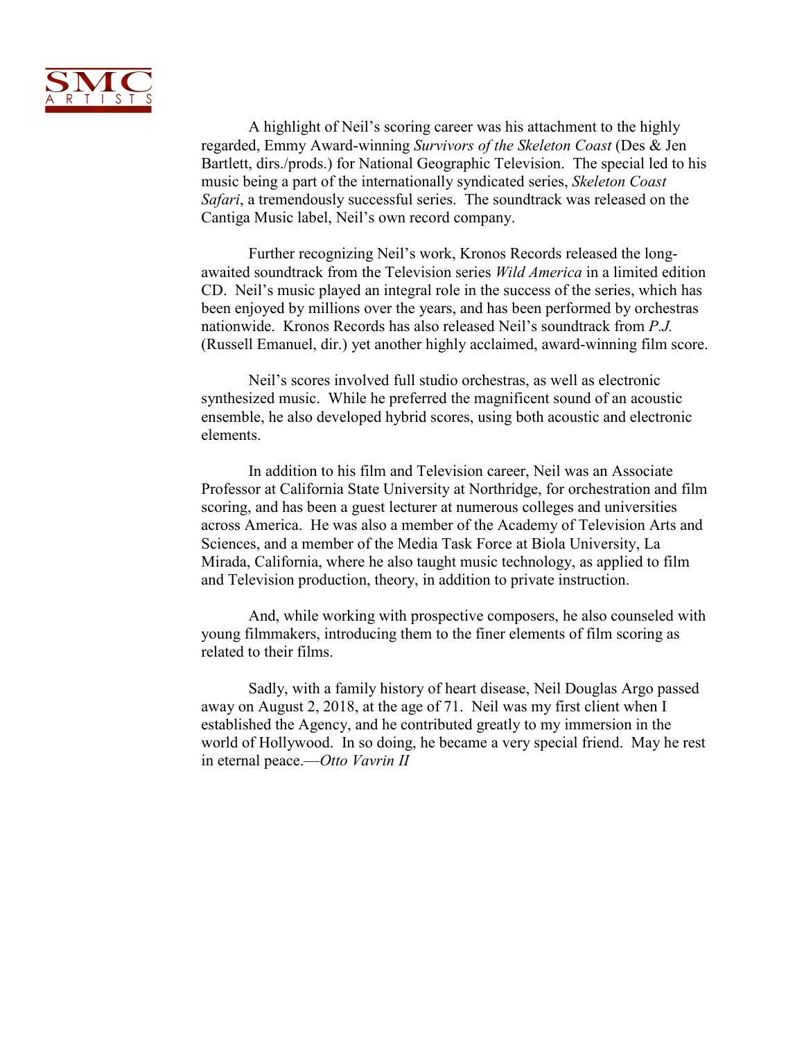A highlight of Neil's scoring career was his attachment to the highly regarded, Emmy Award-winning *Survivors of the Skeleton Coast* (Des & Jen Bartlett, dirs./prods.) for National Geographic Television. The special led to his music being a part of the internationally syndicated series, *Skeleton Coast Safari*, a tremendously successful series. The soundtrack was released on the Cantiga Music label, Neil's own record company.

Further recognizing Neil's work, Kronos Records released the long-awaited soundtrack from the Television series *Wild America* in a limited edition CD. Neil's music played an integral role in the success of the series, which has been enjoyed by millions over the years, and has been performed by orchestras nationwide. Kronos Records has also released Neil's soundtrack from *P.J.* (Russell Emanuel, dir.) yet another highly acclaimed, award-winning film score.

Neil's scores involved full studio orchestras, as well as electronic synthesized music. While he preferred the magnificent sound of an acoustic ensemble, he also developed hybrid scores, using both acoustic and electronic elements.

In addition to his film and Television career, Neil was an Associate Professor at California State University at Northridge, for orchestration and film scoring, and has been a guest lecturer at numerous colleges and universities across America. He was also a member of the Academy of Television Arts and Sciences, and a member of the Media Task Force at Biola University, La Mirada, California, where he also taught music technology, as applied to film and Television production, theory, in addition to private instruction.

And, while working with prospective composers, he also counseled with young filmmakers, introducing them to the finer elements of film scoring as related to their films.

Sadly, with a family history of heart disease, Neil Douglas Argo passed away on August 2, 2018, at the age of 71. Neil was my first client when I established the Agency, and he contributed greatly to my immersion in the world of Hollywood. In so doing, he became a very special friend. May he rest in eternal peace.—*Otto Vavrin II*